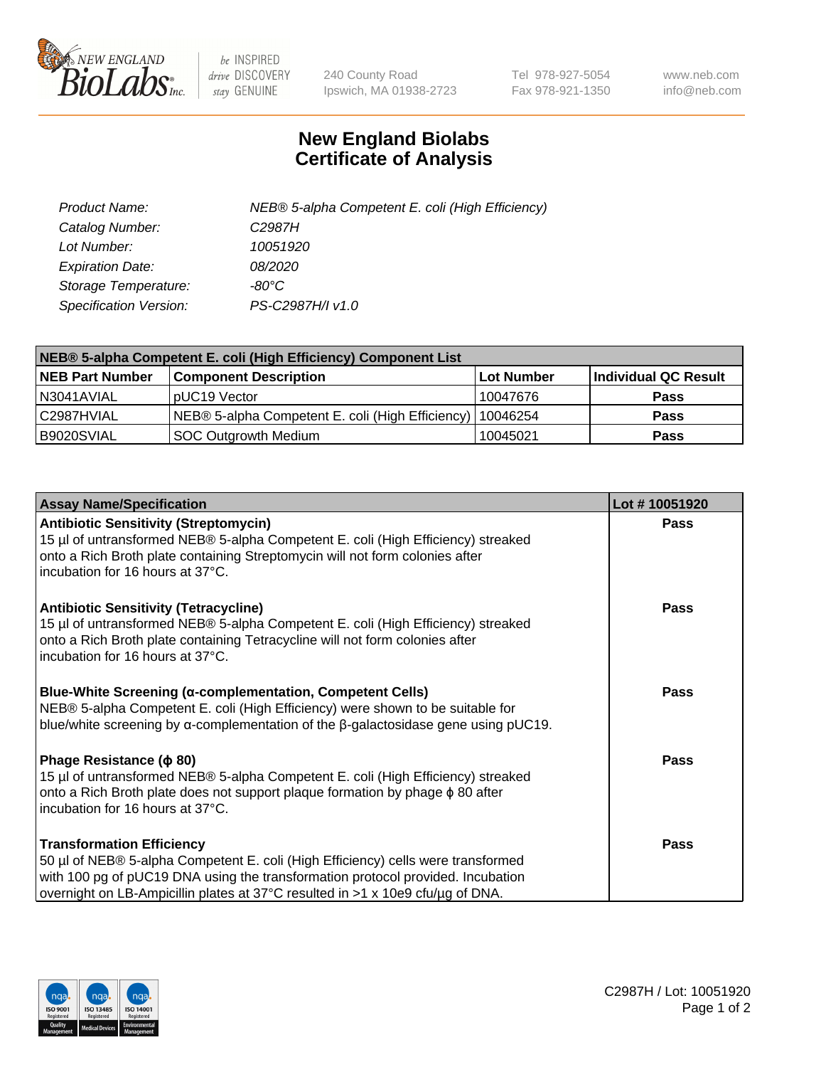240 County Road
Ipswich, MA 01938-2723

Tel 978-927-5054
Fax 978-921-1350

www.neb.com
info@neb.com

# New England Biolabs
# Certificate of Analysis

| | |
|---|---|
| *Product Name:* | *NEB® 5-alpha Competent E. coli (High Efficiency)* |
| *Catalog Number:* | *C2987H* |
| *Lot Number:* | *10051920* |
| *Expiration Date:* | *08/2020* |
| *Storage Temperature:* | *-80°C* |
| *Specification Version:* | *PS-C2987H/I v1.0* |

| NEB® 5-alpha Competent E. coli (High Efficiency) Component List | | | |
|---|---|---|---|
| **NEB Part Number** | **Component Description** | **Lot Number** | **Individual QC Result** |
| N3041AVIAL | pUC19 Vector | 10047676 | **Pass** |
| C2987HVIAL | NEB® 5-alpha Competent E. coli (High Efficiency) | 10046254 | **Pass** |
| B9020SVIAL | SOC Outgrowth Medium | 10045021 | **Pass** |

| Assay Name/Specification | Lot # 10051920 |
|---|---|
| **Antibiotic Sensitivity (Streptomycin)**<br>15 µl of untransformed NEB® 5-alpha Competent E. coli (High Efficiency) streaked onto a Rich Broth plate containing Streptomycin will not form colonies after incubation for 16 hours at 37°C. | **Pass** |
| **Antibiotic Sensitivity (Tetracycline)**<br>15 µl of untransformed NEB® 5-alpha Competent E. coli (High Efficiency) streaked onto a Rich Broth plate containing Tetracycline will not form colonies after incubation for 16 hours at 37°C. | **Pass** |
| **Blue-White Screening (α-complementation, Competent Cells)**<br>NEB® 5-alpha Competent E. coli (High Efficiency) were shown to be suitable for blue/white screening by α-complementation of the β-galactosidase gene using pUC19. | **Pass** |
| **Phage Resistance (ϕ 80)**<br>15 µl of untransformed NEB® 5-alpha Competent E. coli (High Efficiency) streaked onto a Rich Broth plate does not support plaque formation by phage ϕ 80 after incubation for 16 hours at 37°C. | **Pass** |
| **Transformation Efficiency**<br>50 µl of NEB® 5-alpha Competent E. coli (High Efficiency) cells were transformed with 100 pg of pUC19 DNA using the transformation protocol provided. Incubation overnight on LB-Ampicillin plates at 37°C resulted in >1 x 10e9 cfu/µg of DNA. | **Pass** |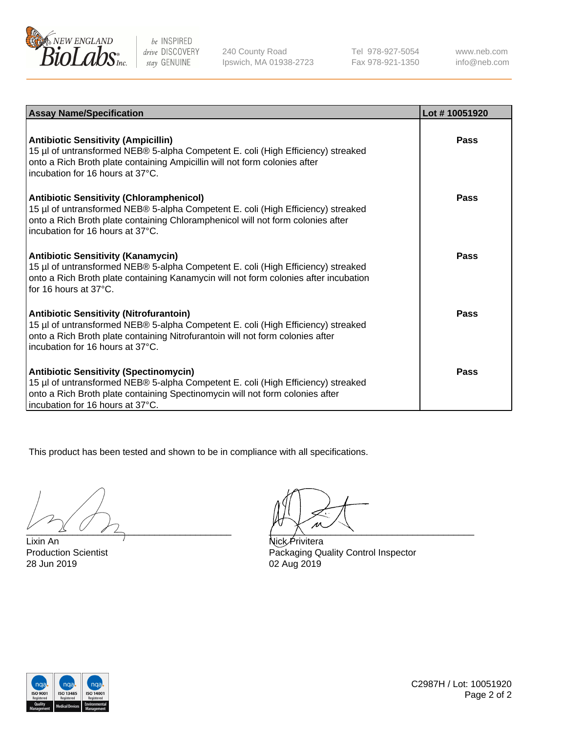| Assay Name/Specification | Lot # 10051920 |
| --- | --- |
| **Antibiotic Sensitivity (Ampicillin)**<br>15 µl of untransformed NEB® 5-alpha Competent E. coli (High Efficiency) streaked onto a Rich Broth plate containing Ampicillin will not form colonies after incubation for 16 hours at 37°C. | **Pass** |
| **Antibiotic Sensitivity (Chloramphenicol)**<br>15 µl of untransformed NEB® 5-alpha Competent E. coli (High Efficiency) streaked onto a Rich Broth plate containing Chloramphenicol will not form colonies after incubation for 16 hours at 37°C. | **Pass** |
| **Antibiotic Sensitivity (Kanamycin)**<br>15 µl of untransformed NEB® 5-alpha Competent E. coli (High Efficiency) streaked onto a Rich Broth plate containing Kanamycin will not form colonies after incubation for 16 hours at 37°C. | **Pass** |
| **Antibiotic Sensitivity (Nitrofurantoin)**<br>15 µl of untransformed NEB® 5-alpha Competent E. coli (High Efficiency) streaked onto a Rich Broth plate containing Nitrofurantoin will not form colonies after incubation for 16 hours at 37°C. | **Pass** |
| **Antibiotic Sensitivity (Spectinomycin)**<br>15 µl of untransformed NEB® 5-alpha Competent E. coli (High Efficiency) streaked onto a Rich Broth plate containing Spectinomycin will not form colonies after incubation for 16 hours at 37°C. | **Pass** |

This product has been tested and shown to be in compliance with all specifications.

Lixin An
Production Scientist
28 Jun 2019

Nick Privitera
Packaging Quality Control Inspector
02 Aug 2019

C2987H / Lot: 10051920